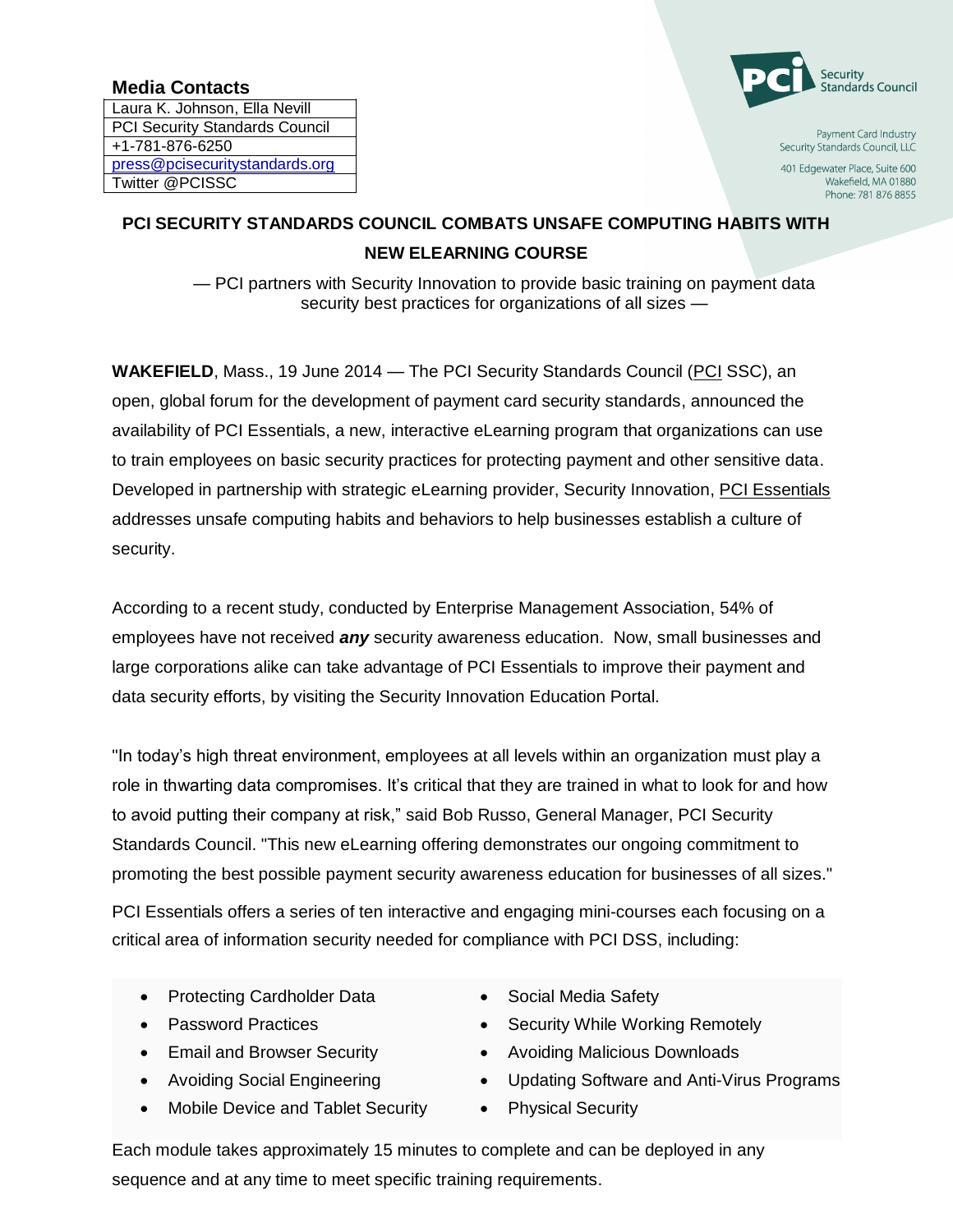**Media Contacts**

| Laura K. Johnson, Ella Nevill |
|---|
| PCI Security Standards Council |
| +1-781-876-6250 |
| press@pcisecuritystandards.org |
| Twitter @PCISSC |

PCI Security Standards Council

Payment Card Industry
Security Standards Council, LLC

401 Edgewater Place, Suite 600
Wakefield, MA 01880
Phone: 781 876 8855

# PCI SECURITY STANDARDS COUNCIL COMBATS UNSAFE COMPUTING HABITS WITH NEW ELEARNING COURSE

— PCI partners with Security Innovation to provide basic training on payment data security best practices for organizations of all sizes —

**WAKEFIELD**, Mass., 19 June 2014 — The PCI Security Standards Council (PCI SSC), an open, global forum for the development of payment card security standards, announced the availability of PCI Essentials, a new, interactive eLearning program that organizations can use to train employees on basic security practices for protecting payment and other sensitive data. Developed in partnership with strategic eLearning provider, Security Innovation, PCI Essentials addresses unsafe computing habits and behaviors to help businesses establish a culture of security.

According to a recent study, conducted by Enterprise Management Association, 54% of employees have not received ***any*** security awareness education. Now, small businesses and large corporations alike can take advantage of PCI Essentials to improve their payment and data security efforts, by visiting the Security Innovation Education Portal.

"In today's high threat environment, employees at all levels within an organization must play a role in thwarting data compromises. It's critical that they are trained in what to look for and how to avoid putting their company at risk," said Bob Russo, General Manager, PCI Security Standards Council. "This new eLearning offering demonstrates our ongoing commitment to promoting the best possible payment security awareness education for businesses of all sizes."

PCI Essentials offers a series of ten interactive and engaging mini-courses each focusing on a critical area of information security needed for compliance with PCI DSS, including:

- Protecting Cardholder Data
- Password Practices
- Email and Browser Security
- Avoiding Social Engineering
- Mobile Device and Tablet Security
- Social Media Safety
- Security While Working Remotely
- Avoiding Malicious Downloads
- Updating Software and Anti-Virus Programs
- Physical Security

Each module takes approximately 15 minutes to complete and can be deployed in any sequence and at any time to meet specific training requirements.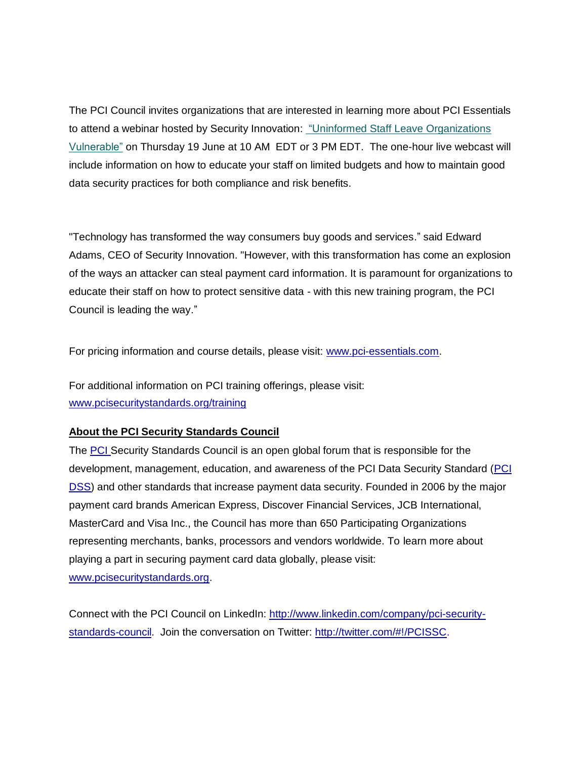The PCI Council invites organizations that are interested in learning more about PCI Essentials to attend a webinar hosted by Security Innovation: "Uninformed Staff Leave Organizations Vulnerable" on Thursday 19 June at 10 AM EDT or 3 PM EDT. The one-hour live webcast will include information on how to educate your staff on limited budgets and how to maintain good data security practices for both compliance and risk benefits.

"Technology has transformed the way consumers buy goods and services." said Edward Adams, CEO of Security Innovation. "However, with this transformation has come an explosion of the ways an attacker can steal payment card information. It is paramount for organizations to educate their staff on how to protect sensitive data - with this new training program, the PCI Council is leading the way."

For pricing information and course details, please visit: www.pci-essentials.com.

For additional information on PCI training offerings, please visit: www.pcisecuritystandards.org/training

**About the PCI Security Standards Council**

The PCI Security Standards Council is an open global forum that is responsible for the development, management, education, and awareness of the PCI Data Security Standard (PCI DSS) and other standards that increase payment data security. Founded in 2006 by the major payment card brands American Express, Discover Financial Services, JCB International, MasterCard and Visa Inc., the Council has more than 650 Participating Organizations representing merchants, banks, processors and vendors worldwide. To learn more about playing a part in securing payment card data globally, please visit: www.pcisecuritystandards.org.

Connect with the PCI Council on LinkedIn: http://www.linkedin.com/company/pci-security-standards-council. Join the conversation on Twitter: http://twitter.com/#!/PCISSC.